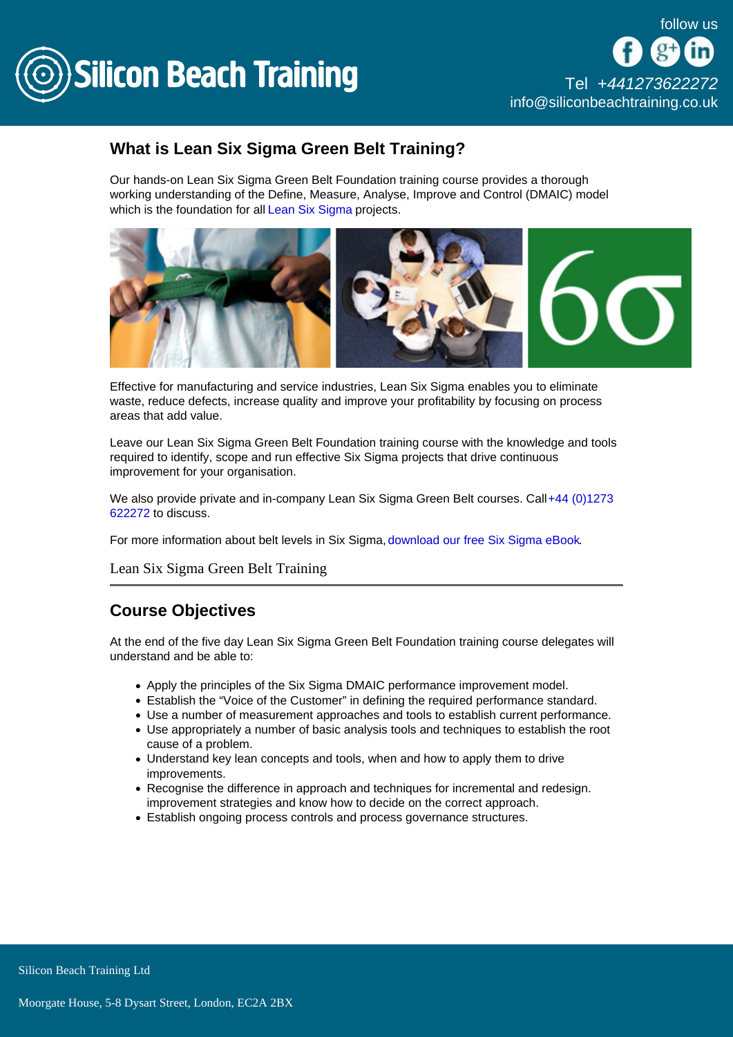Silicon Beach Training

follow us

Tel +441273622272
info@siliconbeachtraining.co.uk

## What is Lean Six Sigma Green Belt Training?

Our hands-on Lean Six Sigma Green Belt Foundation training course provides a thorough working understanding of the Define, Measure, Analyse, Improve and Control (DMAIC) model which is the foundation for all Lean Six Sigma projects.

Effective for manufacturing and service industries, Lean Six Sigma enables you to eliminate waste, reduce defects, increase quality and improve your profitability by focusing on process areas that add value.

Leave our Lean Six Sigma Green Belt Foundation training course with the knowledge and tools required to identify, scope and run effective Six Sigma projects that drive continuous improvement for your organisation.

We also provide private and in-company Lean Six Sigma Green Belt courses. Call +44 (0)1273 622272 to discuss.

For more information about belt levels in Six Sigma, download our free Six Sigma eBook.

Lean Six Sigma Green Belt Training

---

## Course Objectives

At the end of the five day Lean Six Sigma Green Belt Foundation training course delegates will understand and be able to:

- Apply the principles of the Six Sigma DMAIC performance improvement model.
- Establish the "Voice of the Customer" in defining the required performance standard.
- Use a number of measurement approaches and tools to establish current performance.
- Use appropriately a number of basic analysis tools and techniques to establish the root cause of a problem.
- Understand key lean concepts and tools, when and how to apply them to drive improvements.
- Recognise the difference in approach and techniques for incremental and redesign. improvement strategies and know how to decide on the correct approach.
- Establish ongoing process controls and process governance structures.

Silicon Beach Training Ltd

Moorgate House, 5-8 Dysart Street, London, EC2A 2BX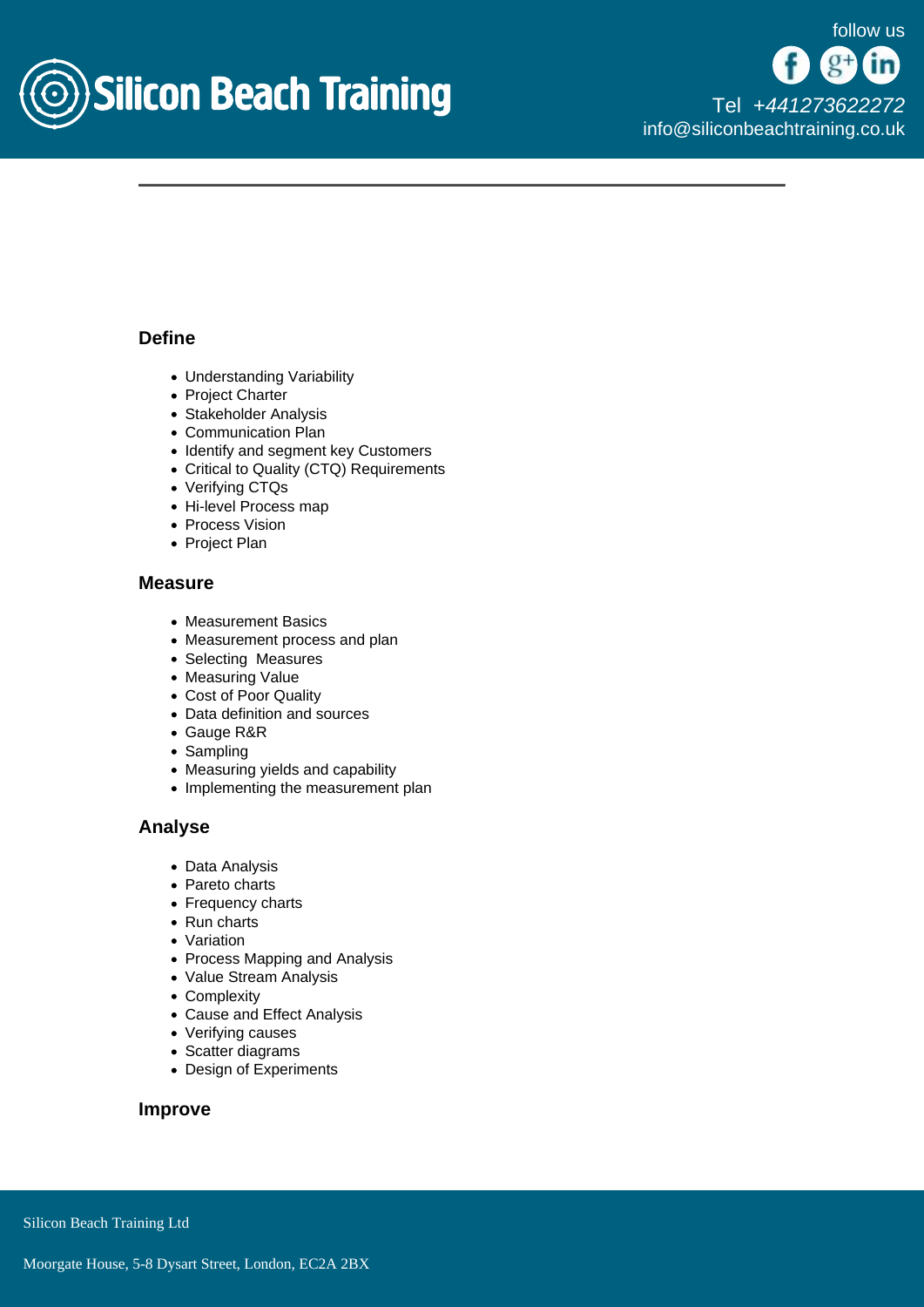## Define

- Understanding Variability
- Project Charter
- Stakeholder Analysis
- Communication Plan
- Identify and segment key Customers
- Critical to Quality (CTQ) Requirements
- Verifying CTQs
- Hi-level Process map
- Process Vision
- Project Plan

## Measure

- Measurement Basics
- Measurement process and plan
- Selecting  Measures
- Measuring Value
- Cost of Poor Quality
- Data definition and sources
- Gauge R&R
- Sampling
- Measuring yields and capability
- Implementing the measurement plan

## Analyse

- Data Analysis
- Pareto charts
- Frequency charts
- Run charts
- Variation
- Process Mapping and Analysis
- Value Stream Analysis
- Complexity
- Cause and Effect Analysis
- Verifying causes
- Scatter diagrams
- Design of Experiments

## Improve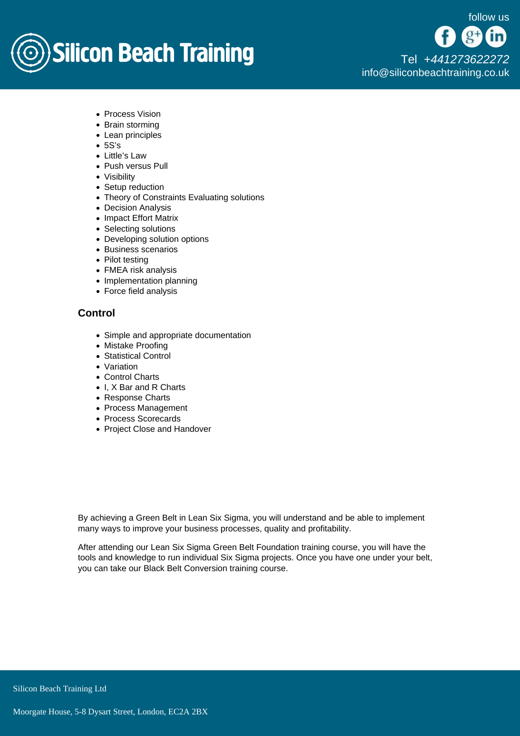- Process Vision
- Brain storming
- Lean principles
- 5S's
- Little's Law
- Push versus Pull
- Visibility
- Setup reduction
- Theory of Constraints Evaluating solutions
- Decision Analysis
- Impact Effort Matrix
- Selecting solutions
- Developing solution options
- Business scenarios
- Pilot testing
- FMEA risk analysis
- Implementation planning
- Force field analysis

### Control

- Simple and appropriate documentation
- Mistake Proofing
- Statistical Control
- Variation
- Control Charts
- I, X Bar and R Charts
- Response Charts
- Process Management
- Process Scorecards
- Project Close and Handover

By achieving a Green Belt in Lean Six Sigma, you will understand and be able to implement many ways to improve your business processes, quality and profitability.

After attending our Lean Six Sigma Green Belt Foundation training course, you will have the tools and knowledge to run individual Six Sigma projects. Once you have one under your belt, you can take our Black Belt Conversion training course.